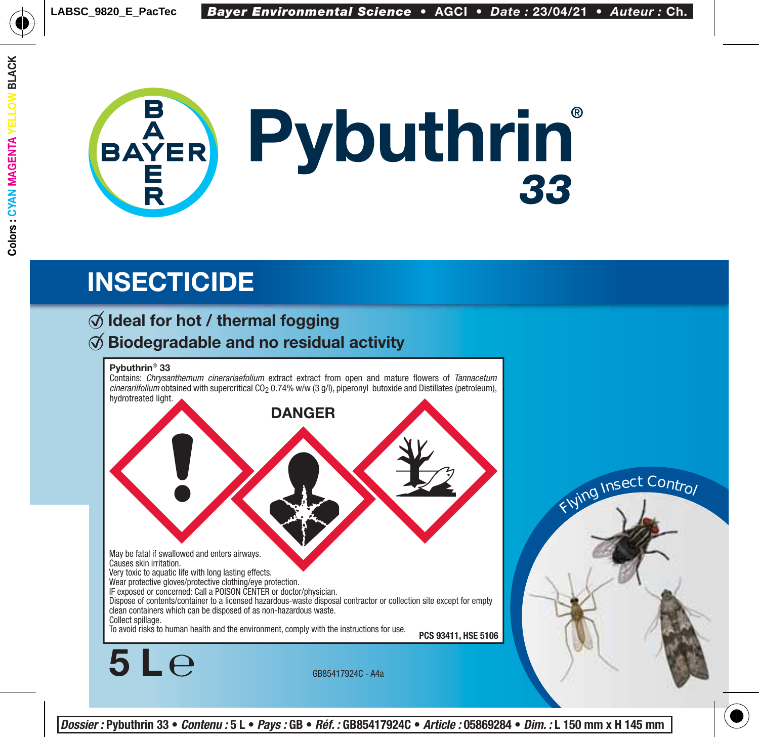# Pybuthrin® 33

## INSECTICIDE

- Ideal for hot / thermal fogging
- Biodegradable and no residual activity

**Pybuthrin® 33**

Contains: *Chrysanthemum cinerariaefolium* extract extract from open and mature flowers of *Tannacetum cinerariifolium* obtained with supercritical $CO_2$ 0.74% w/w (3 g/l), piperonyl butoxide and Distillates (petroleum), hydrotreated light.

**DANGER**

May be fatal if swallowed and enters airways.
Causes skin irritation.
Very toxic to aquatic life with long lasting effects.
Wear protective gloves/protective clothing/eye protection.
IF exposed or concerned: Call a POISON CENTER or doctor/physician.
Dispose of contents/container to a licensed hazardous-waste disposal contractor or collection site except for empty clean containers which can be disposed of as non-hazardous waste.
Collect spillage.
To avoid risks to human health and the environment, comply with the instructions for use.

**PCS 93411, HSE 5106**

Flying Insect Control

**5 L ℮**

GB85417924C - A4a

Dossier : Pybuthrin 33 • Contenu : 5 L • Pays : GB • Réf. : GB85417924C • Article : 05869284 • Dim. : L 150 mm x H 145 mm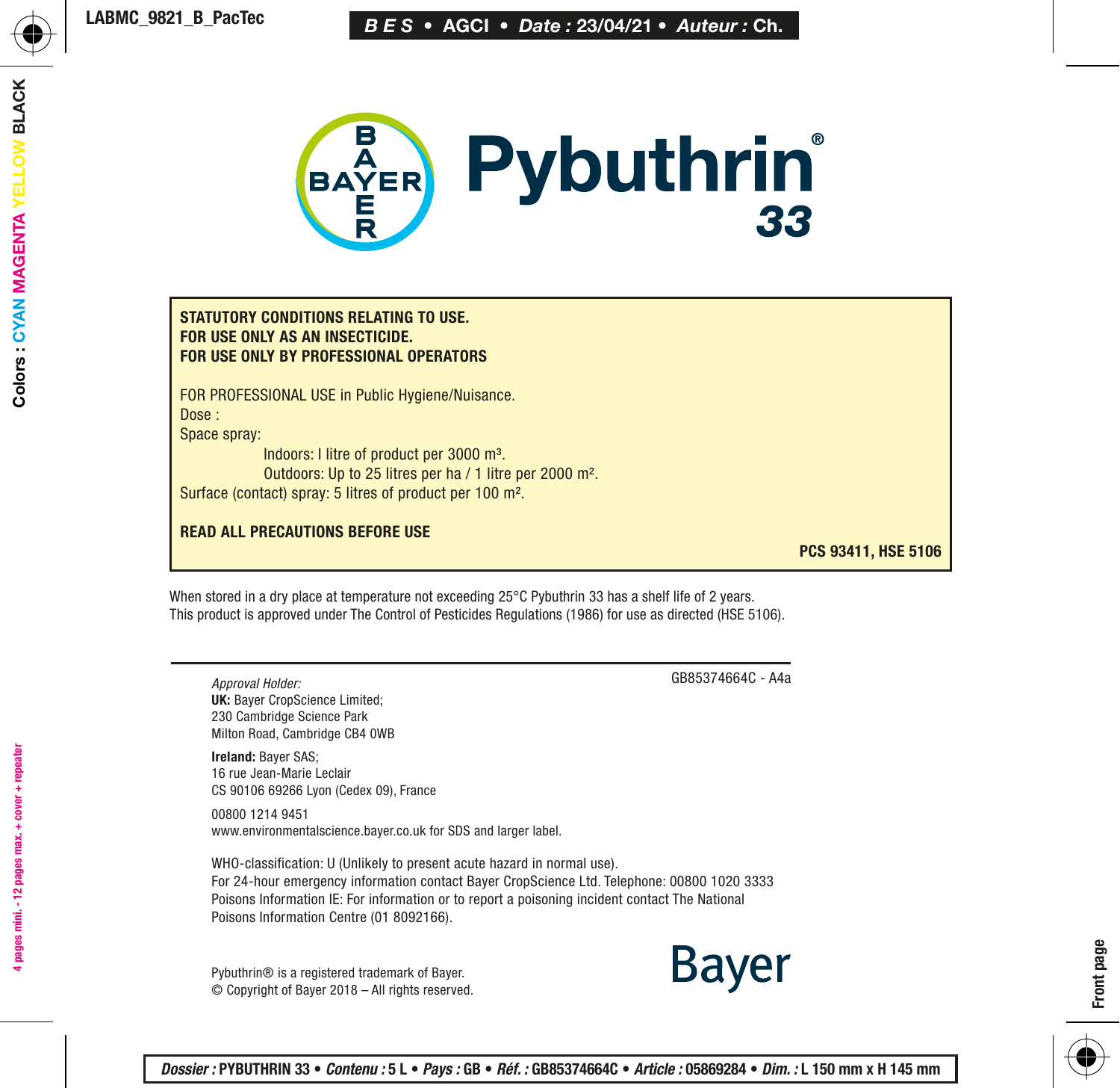# Pybuthrin® 33

**STATUTORY CONDITIONS RELATING TO USE.**
**FOR USE ONLY AS AN INSECTICIDE.**
**FOR USE ONLY BY PROFESSIONAL OPERATORS**

FOR PROFESSIONAL USE in Public Hygiene/Nuisance.
Dose :
Space spray:
Indoors: l litre of product per 3000 m³.
Outdoors: Up to 25 litres per ha / 1 litre per 2000 m².
Surface (contact) spray: 5 litres of product per 100 m².

**READ ALL PRECAUTIONS BEFORE USE**

**PCS 93411, HSE 5106**

When stored in a dry place at temperature not exceeding 25°C Pybuthrin 33 has a shelf life of 2 years.
This product is approved under The Control of Pesticides Regulations (1986) for use as directed (HSE 5106).

GB85374664C - A4a

*Approval Holder:*
**UK:** Bayer CropScience Limited;
230 Cambridge Science Park
Milton Road, Cambridge CB4 0WB

**Ireland:** Bayer SAS;
16 rue Jean-Marie Leclair
CS 90106 69266 Lyon (Cedex 09), France

00800 1214 9451
www.environmentalscience.bayer.co.uk for SDS and larger label.

WHO-classification: U (Unlikely to present acute hazard in normal use).
For 24-hour emergency information contact Bayer CropScience Ltd. Telephone: 00800 1020 3333
Poisons Information IE: For information or to report a poisoning incident contact The National Poisons Information Centre (01 8092166).

Pybuthrin® is a registered trademark of Bayer.
© Copyright of Bayer 2018 – All rights reserved.

Bayer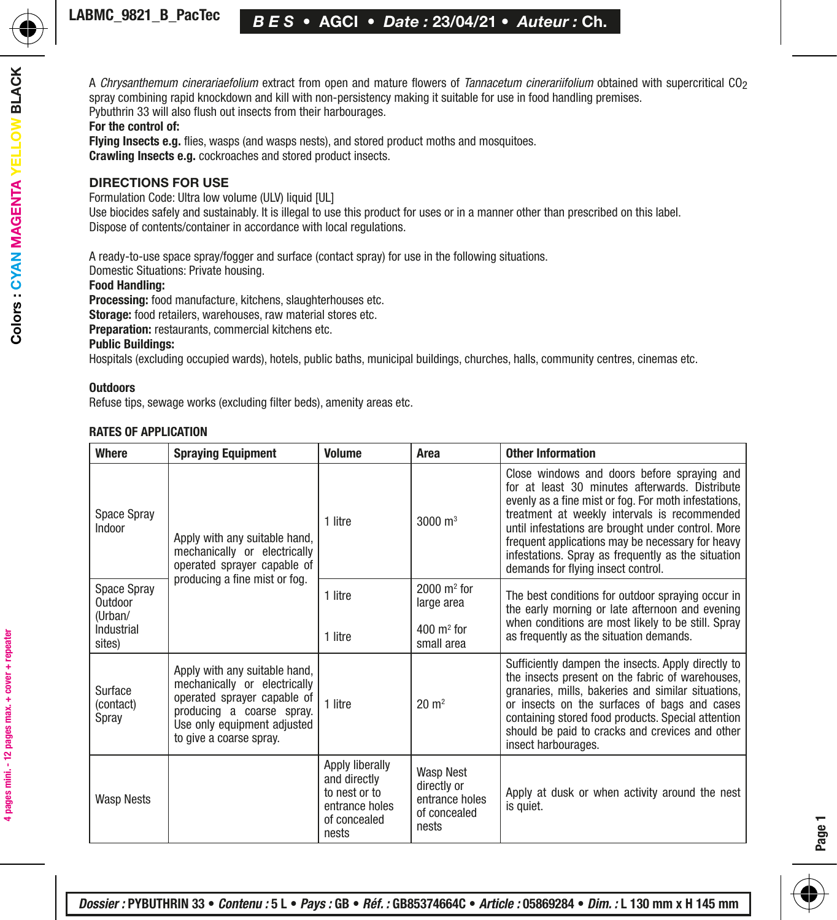A *Chrysanthemum cinerariaefolium* extract from open and mature flowers of *Tannacetum cinerariifolium* obtained with supercritical $CO_2$ spray combining rapid knockdown and kill with non-persistency making it suitable for use in food handling premises.
Pybuthrin 33 will also flush out insects from their harbourages.

**For the control of:**

**Flying Insects e.g.** flies, wasps (and wasps nests), and stored product moths and mosquitoes.

**Crawling Insects e.g.** cockroaches and stored product insects.

## DIRECTIONS FOR USE

Formulation Code: Ultra low volume (ULV) liquid [UL]
Use biocides safely and sustainably. It is illegal to use this product for uses or in a manner other than prescribed on this label.
Dispose of contents/container in accordance with local regulations.

A ready-to-use space spray/fogger and surface (contact spray) for use in the following situations.
Domestic Situations: Private housing.

**Food Handling:**

**Processing:** food manufacture, kitchens, slaughterhouses etc.

**Storage:** food retailers, warehouses, raw material stores etc.

**Preparation:** restaurants, commercial kitchens etc.

**Public Buildings:**

Hospitals (excluding occupied wards), hotels, public baths, municipal buildings, churches, halls, community centres, cinemas etc.

**Outdoors**

Refuse tips, sewage works (excluding filter beds), amenity areas etc.

**RATES OF APPLICATION**

| Where | Spraying Equipment | Volume | Area | Other Information |
|---|---|---|---|---|
| Space Spray Indoor | Apply with any suitable hand, mechanically or electrically operated sprayer capable of producing a fine mist or fog. | 1 litre | 3000 $m^3$ | Close windows and doors before spraying and for at least 30 minutes afterwards. Distribute evenly as a fine mist or fog. For moth infestations, treatment at weekly intervals is recommended until infestations are brought under control. More frequent applications may be necessary for heavy infestations. Spray as frequently as the situation demands for flying insect control. |
| Space Spray Outdoor (Urban/ Industrial sites) | | 1 litre<br>1 litre | 2000 $m^2$ for large area<br>400 $m^2$ for small area | The best conditions for outdoor spraying occur in the early morning or late afternoon and evening when conditions are most likely to be still. Spray as frequently as the situation demands. |
| Surface (contact) Spray | Apply with any suitable hand, mechanically or electrically operated sprayer capable of producing a coarse spray. Use only equipment adjusted to give a coarse spray. | 1 litre | 20 $m^2$ | Sufficiently dampen the insects. Apply directly to the insects present on the fabric of warehouses, granaries, mills, bakeries and similar situations, or insects on the surfaces of bags and cases containing stored food products. Special attention should be paid to cracks and crevices and other insect harbourages. |
| Wasp Nests | | Apply liberally and directly to nest or to entrance holes of concealed nests | Wasp Nest directly or entrance holes of concealed nests | Apply at dusk or when activity around the nest is quiet. |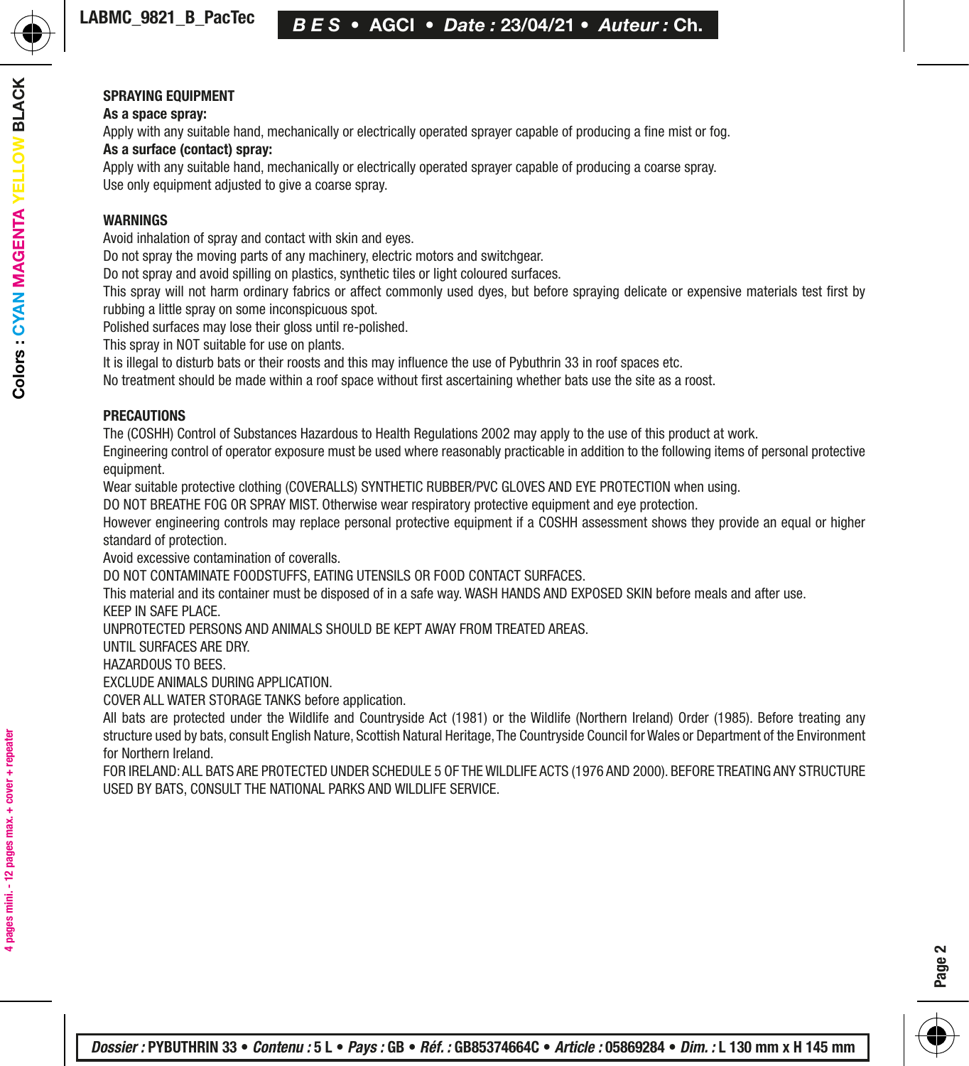## SPRAYING EQUIPMENT

**As a space spray:**

Apply with any suitable hand, mechanically or electrically operated sprayer capable of producing a fine mist or fog.

**As a surface (contact) spray:**

Apply with any suitable hand, mechanically or electrically operated sprayer capable of producing a coarse spray.
Use only equipment adjusted to give a coarse spray.

## WARNINGS

Avoid inhalation of spray and contact with skin and eyes.
Do not spray the moving parts of any machinery, electric motors and switchgear.
Do not spray and avoid spilling on plastics, synthetic tiles or light coloured surfaces.
This spray will not harm ordinary fabrics or affect commonly used dyes, but before spraying delicate or expensive materials test first by rubbing a little spray on some inconspicuous spot.
Polished surfaces may lose their gloss until re-polished.
This spray in NOT suitable for use on plants.
It is illegal to disturb bats or their roosts and this may influence the use of Pybuthrin 33 in roof spaces etc.
No treatment should be made within a roof space without first ascertaining whether bats use the site as a roost.

## PRECAUTIONS

The (COSHH) Control of Substances Hazardous to Health Regulations 2002 may apply to the use of this product at work.
Engineering control of operator exposure must be used where reasonably practicable in addition to the following items of personal protective equipment.
Wear suitable protective clothing (COVERALLS) SYNTHETIC RUBBER/PVC GLOVES AND EYE PROTECTION when using.
DO NOT BREATHE FOG OR SPRAY MIST. Otherwise wear respiratory protective equipment and eye protection.
However engineering controls may replace personal protective equipment if a COSHH assessment shows they provide an equal or higher standard of protection.
Avoid excessive contamination of coveralls.
DO NOT CONTAMINATE FOODSTUFFS, EATING UTENSILS OR FOOD CONTACT SURFACES.
This material and its container must be disposed of in a safe way. WASH HANDS AND EXPOSED SKIN before meals and after use.
KEEP IN SAFE PLACE.
UNPROTECTED PERSONS AND ANIMALS SHOULD BE KEPT AWAY FROM TREATED AREAS.
UNTIL SURFACES ARE DRY.
HAZARDOUS TO BEES.
EXCLUDE ANIMALS DURING APPLICATION.
COVER ALL WATER STORAGE TANKS before application.
All bats are protected under the Wildlife and Countryside Act (1981) or the Wildlife (Northern Ireland) Order (1985). Before treating any structure used by bats, consult English Nature, Scottish Natural Heritage, The Countryside Council for Wales or Department of the Environment for Northern Ireland.
FOR IRELAND: ALL BATS ARE PROTECTED UNDER SCHEDULE 5 OF THE WILDLIFE ACTS (1976 AND 2000). BEFORE TREATING ANY STRUCTURE USED BY BATS, CONSULT THE NATIONAL PARKS AND WILDLIFE SERVICE.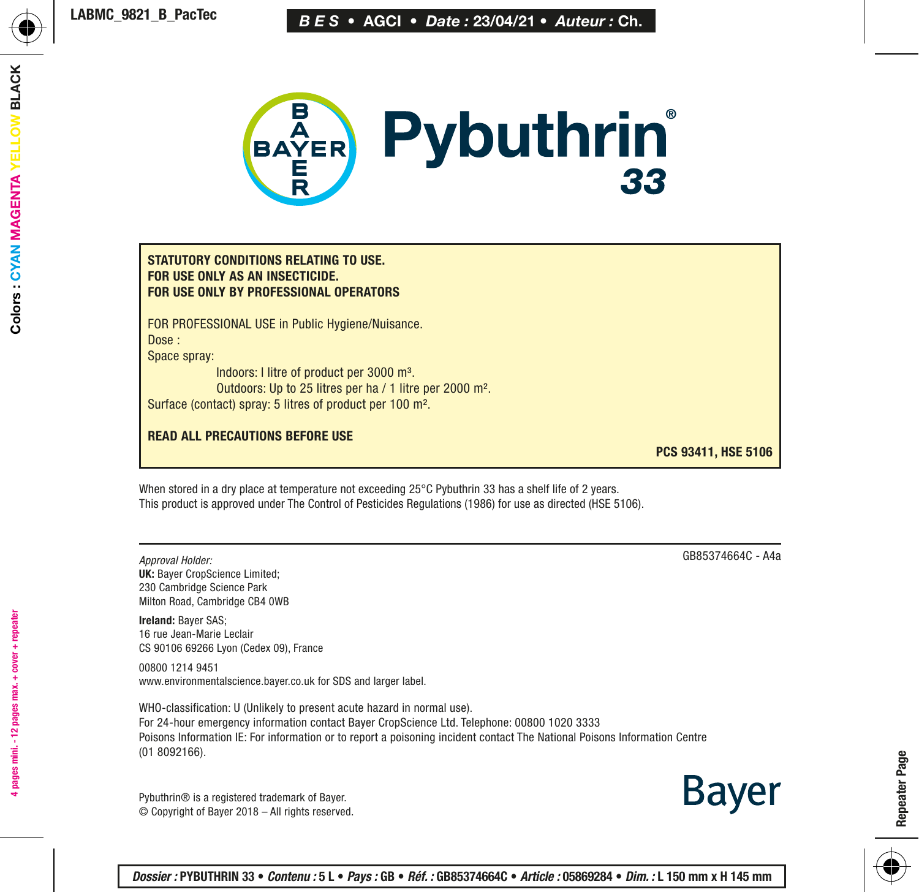# Pybuthrin® 33

**STATUTORY CONDITIONS RELATING TO USE.**
**FOR USE ONLY AS AN INSECTICIDE.**
**FOR USE ONLY BY PROFESSIONAL OPERATORS**

FOR PROFESSIONAL USE in Public Hygiene/Nuisance.
Dose :
Space spray:
Indoors: l litre of product per 3000 m³.
Outdoors: Up to 25 litres per ha / 1 litre per 2000 m².
Surface (contact) spray: 5 litres of product per 100 m².

**READ ALL PRECAUTIONS BEFORE USE**

**PCS 93411, HSE 5106**

When stored in a dry place at temperature not exceeding 25°C Pybuthrin 33 has a shelf life of 2 years.
This product is approved under The Control of Pesticides Regulations (1986) for use as directed (HSE 5106).

GB85374664C - A4a

*Approval Holder:*
**UK:** Bayer CropScience Limited;
230 Cambridge Science Park
Milton Road, Cambridge CB4 0WB

**Ireland:** Bayer SAS;
16 rue Jean-Marie Leclair
CS 90106 69266 Lyon (Cedex 09), France

00800 1214 9451
www.environmentalscience.bayer.co.uk for SDS and larger label.

WHO-classification: U (Unlikely to present acute hazard in normal use).
For 24-hour emergency information contact Bayer CropScience Ltd. Telephone: 00800 1020 3333
Poisons Information IE: For information or to report a poisoning incident contact The National Poisons Information Centre (01 8092166).

Pybuthrin® is a registered trademark of Bayer.
© Copyright of Bayer 2018 – All rights reserved.

Bayer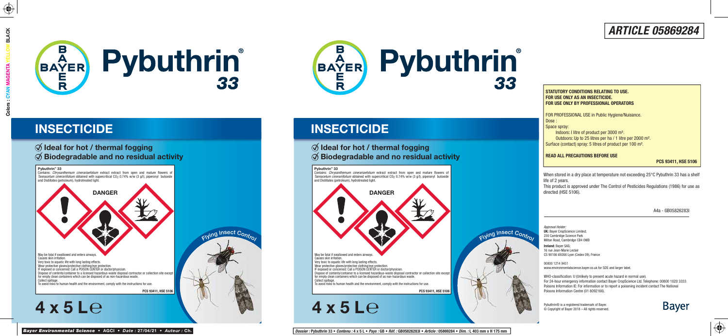Colors : CYAN MAGENTA YELLOW BLACK

# ARTICLE 05869284

# Pybuthrin® 33

## INSECTICIDE

- Ideal for hot / thermal fogging
- Biodegradable and no residual activity

**Pybuthrin® 33**

Contains: *Chrysanthemum cinerariaefolium* extract extract from open and mature flowers of *Tannacetum cinerariifolium* obtained with supercritical $CO_2$ 0.74% w/w (3 g/l), piperonyl butoxide and Distillates (petroleum), hydrotreated light.

**DANGER**

May be fatal if swallowed and enters airways.
Causes skin irritation.
Very toxic to aquatic life with long lasting effects.
Wear protective gloves/protective clothing/eye protection.
IF exposed or concerned: Call a POISON CENTER or doctor/physician.
Dispose of contents/container to a licensed hazardous-waste disposal contractor or collection site except for empty clean containers which can be disposed of as non-hazardous waste.
Collect spillage.
To avoid risks to human health and the environment, comply with the instructions for use.

**PCS 93411, HSE 5106**

Flying Insect Control

# 4 x 5 L℮

# Pybuthrin® 33

## INSECTICIDE

- Ideal for hot / thermal fogging
- Biodegradable and no residual activity

**Pybuthrin® 33**

Contains: *Chrysanthemum cinerariaefolium* extract extract from open and mature flowers of *Tannacetum cinerariifolium* obtained with supercritical $CO_2$ 0.74% w/w (3 g/l), piperonyl butoxide and Distillates (petroleum), hydrotreated light.

**DANGER**

May be fatal if swallowed and enters airways.
Causes skin irritation.
Very toxic to aquatic life with long lasting effects.
Wear protective gloves/protective clothing/eye protection.
IF exposed or concerned: Call a POISON CENTER or doctor/physician.
Dispose of contents/container to a licensed hazardous-waste disposal contractor or collection site except for empty clean containers which can be disposed of as non-hazardous waste.
Collect spillage.
To avoid risks to human health and the environment, comply with the instructions for use.

**PCS 93411, HSE 5106**

Flying Insect Control

# 4 x 5 L℮

**STATUTORY CONDITIONS RELATING TO USE.**
**FOR USE ONLY AS AN INSECTICIDE.**
**FOR USE ONLY BY PROFESSIONAL OPERATORS**

FOR PROFESSIONAL USE in Public Hygiene/Nuisance.
Dose :
Space spray:
Indoors: l litre of product per 3000 m³.
Outdoors: Up to 25 litres per ha / 1 litre per 2000 m².
Surface (contact) spray: 5 litres of product per 100 m².

**READ ALL PRECAUTIONS BEFORE USE**

**PCS 93411, HSE 5106**

When stored in a dry place at temperature not exceeding 25°C Pybuthrin 33 has a shelf life of 2 years.
This product is approved under The Control of Pesticides Regulations (1986) for use as directed (HSE 5106).

A4a - GB05826283I

*Approval Holder:*
**UK:** Bayer CropScience Limited;
230 Cambridge Science Park
Milton Road, Cambridge CB4 0WB

**Ireland:** Bayer SAS;
16 rue Jean-Marie Leclair
CS 90106 69266 Lyon (Cedex 09), France

00800 1214 9451
www.environmentalscience.bayer.co.uk for SDS and larger label.

WHO-classification: U (Unlikely to present acute hazard in normal use).
For 24-hour emergency information contact Bayer CropScience Ltd. Telephone: 00800 1020 3333
Poisons Information IE: For information or to report a poisoning incident contact The National Poisons Information Centre (01 8092166).

Pybuthrin® is a registered trademark of Bayer.
© Copyright of Bayer 2018 – All rights reserved.

Bayer

*Bayer Environmental Science* • **AGCI** • *Date :* **27/04/21** • *Auteur :* **Ch.**

*Dossier :* **Pybuthrin 33** • *Contenu :* **4 x 5 L** • *Pays :* **GB** • *Réf. :* **GB05826283I** • *Article :* **05869284** • *Dim. :* **L 403 mm x H 175 mm**